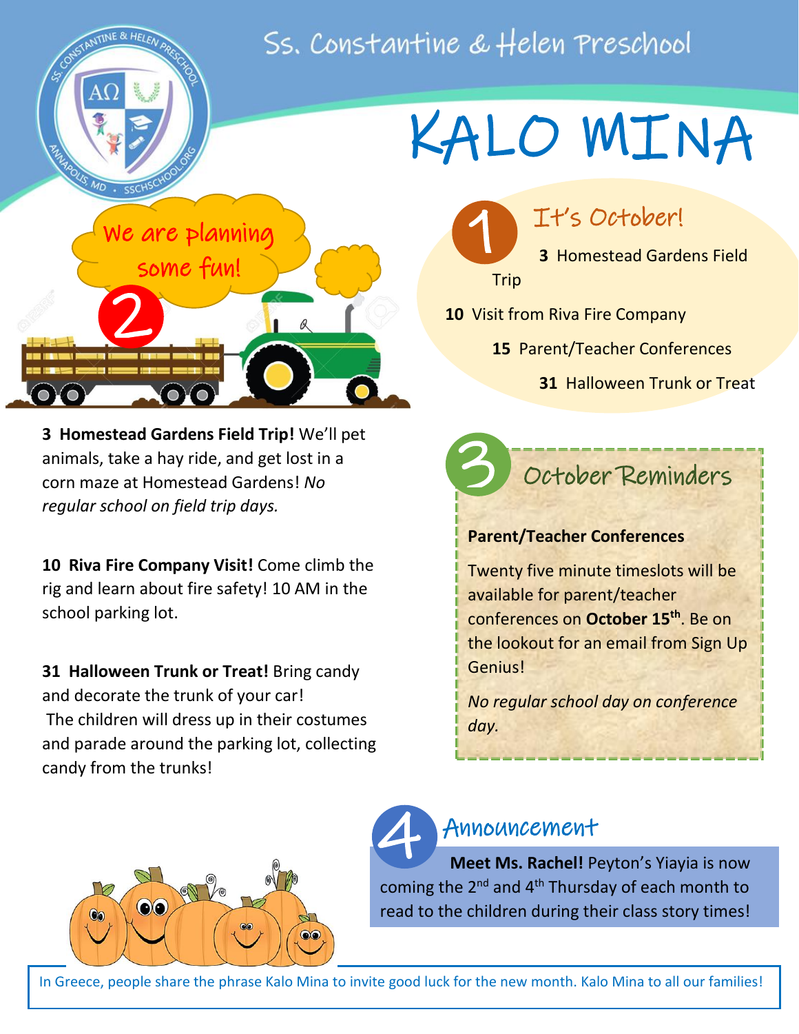# Ss. Constantine & Helen Preschool

# KALO MINA

## 1 It's October!

**3** Homestead Gardens Field Trip

**10** Visit from Riva Fire Company

**15** Parent/Teacher Conferences

**31** Halloween Trunk or Treat

## 2 We are planning some fun!

**3 Homestead Gardens Field Trip!** We'll pet animals, take a hay ride, and get lost in a corn maze at Homestead Gardens! *No regular school on field trip days.*

**10 Riva Fire Company Visit!** Come climb the rig and learn about fire safety! 10 AM in the school parking lot.

**31 Halloween Trunk or Treat!** Bring candy and decorate the trunk of your car! The children will dress up in their costumes and parade around the parking lot, collecting candy from the trunks!

## 3 October Reminders

**Parent/Teacher Conferences**

Twenty five minute timeslots will be available for parent/teacher conferences on **October 15th**. Be on the lookout for an email from Sign Up Genius!

*No regular school day on conference day.*

## 4 Announcement

**Meet Ms. Rachel!** Peyton's Yiayia is now coming the 2nd and 4th Thursday of each month to read to the children during their class story times!

In Greece, people share the phrase Kalo Mina to invite good luck for the new month. Kalo Mina to all our families!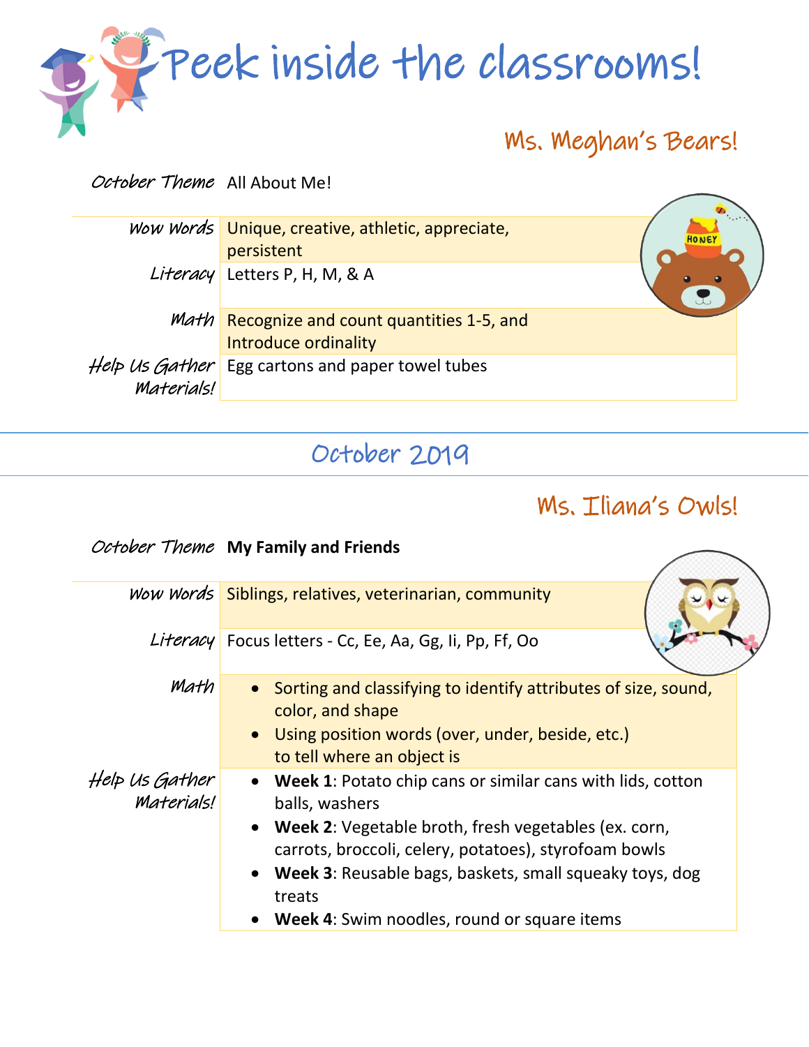# Peek inside the classrooms!

## Ms. Meghan's Bears!

| | |
|---|---|
| *October Theme* | All About Me! |
| *Wow Words* | Unique, creative, athletic, appreciate, persistent |
| *Literacy* | Letters P, H, M, & A |
| *Math* | Recognize and count quantities 1-5, and Introduce ordinality |
| *Help Us Gather Materials!* | Egg cartons and paper towel tubes |

## October 2019

## Ms. Iliana's Owls!

| | |
|---|---|
| *October Theme* | **My Family and Friends** |
| *Wow Words* | Siblings, relatives, veterinarian, community |
| *Literacy* | Focus letters - Cc, Ee, Aa, Gg, Ii, Pp, Ff, Oo |
| *Math* | • Sorting and classifying to identify attributes of size, sound, color, and shape<br>• Using position words (over, under, beside, etc.) to tell where an object is |
| *Help Us Gather Materials!* | • **Week 1**: Potato chip cans or similar cans with lids, cotton balls, washers<br>• **Week 2**: Vegetable broth, fresh vegetables (ex. corn, carrots, broccoli, celery, potatoes), styrofoam bowls<br>• **Week 3**: Reusable bags, baskets, small squeaky toys, dog treats<br>• **Week 4**: Swim noodles, round or square items |